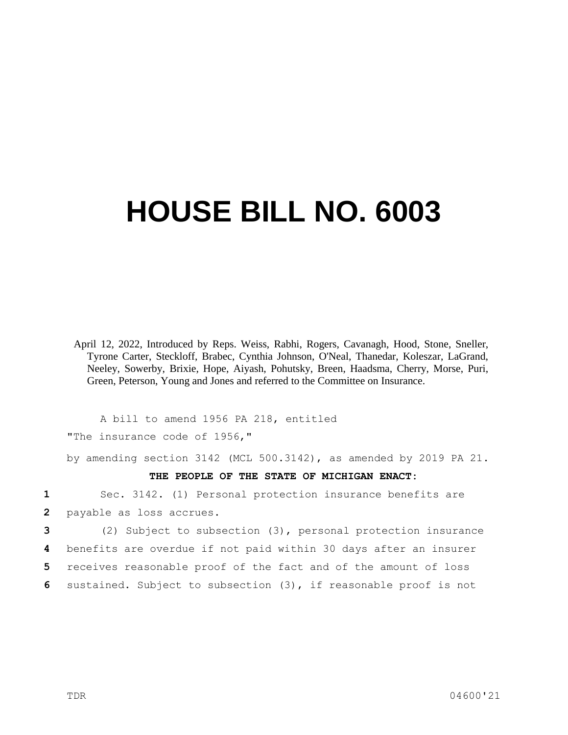# HOUSE BILL NO. 6003

April 12, 2022, Introduced by Reps. Weiss, Rabhi, Rogers, Cavanagh, Hood, Stone, Sneller, Tyrone Carter, Steckloff, Brabec, Cynthia Johnson, O'Neal, Thanedar, Koleszar, LaGrand, Neeley, Sowerby, Brixie, Hope, Aiyash, Pohutsky, Breen, Haadsma, Cherry, Morse, Puri, Green, Peterson, Young and Jones and referred to the Committee on Insurance.

A bill to amend 1956 PA 218, entitled

"The insurance code of 1956,"

by amending section 3142 (MCL 500.3142), as amended by 2019 PA 21.

**THE PEOPLE OF THE STATE OF MICHIGAN ENACT:**

Sec. 3142. (1) Personal protection insurance benefits are payable as loss accrues.

(2) Subject to subsection (3), personal protection insurance benefits are overdue if not paid within 30 days after an insurer receives reasonable proof of the fact and of the amount of loss sustained. Subject to subsection (3), if reasonable proof is not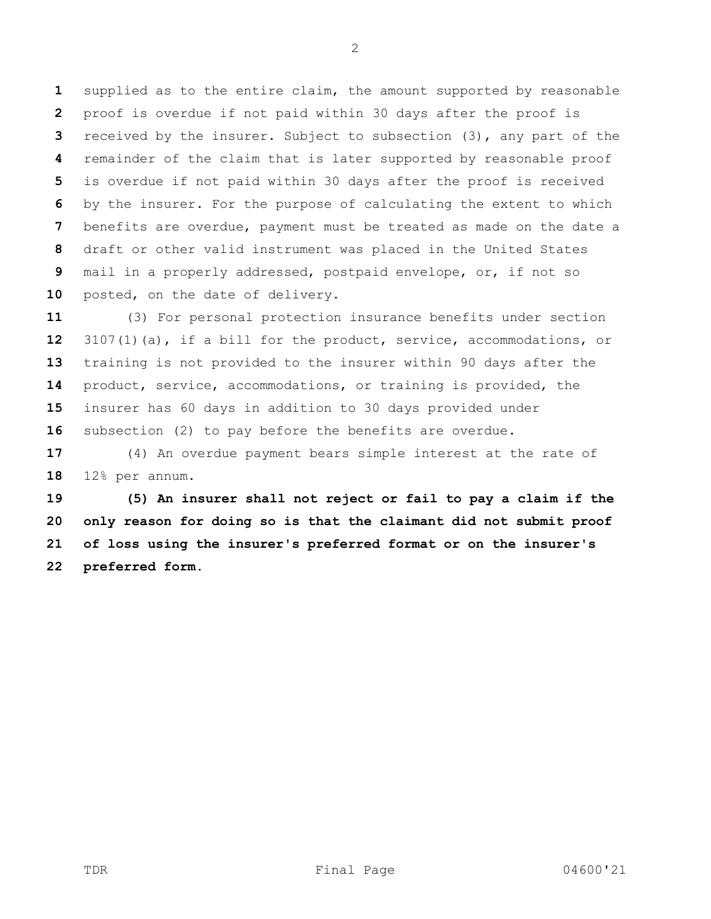supplied as to the entire claim, the amount supported by reasonable proof is overdue if not paid within 30 days after the proof is received by the insurer. Subject to subsection (3), any part of the remainder of the claim that is later supported by reasonable proof is overdue if not paid within 30 days after the proof is received by the insurer. For the purpose of calculating the extent to which benefits are overdue, payment must be treated as made on the date a draft or other valid instrument was placed in the United States mail in a properly addressed, postpaid envelope, or, if not so posted, on the date of delivery.

(3) For personal protection insurance benefits under section 3107(1)(a), if a bill for the product, service, accommodations, or training is not provided to the insurer within 90 days after the product, service, accommodations, or training is provided, the insurer has 60 days in addition to 30 days provided under subsection (2) to pay before the benefits are overdue.

(4) An overdue payment bears simple interest at the rate of 12% per annum.

**(5) An insurer shall not reject or fail to pay a claim if the only reason for doing so is that the claimant did not submit proof of loss using the insurer's preferred format or on the insurer's preferred form.**